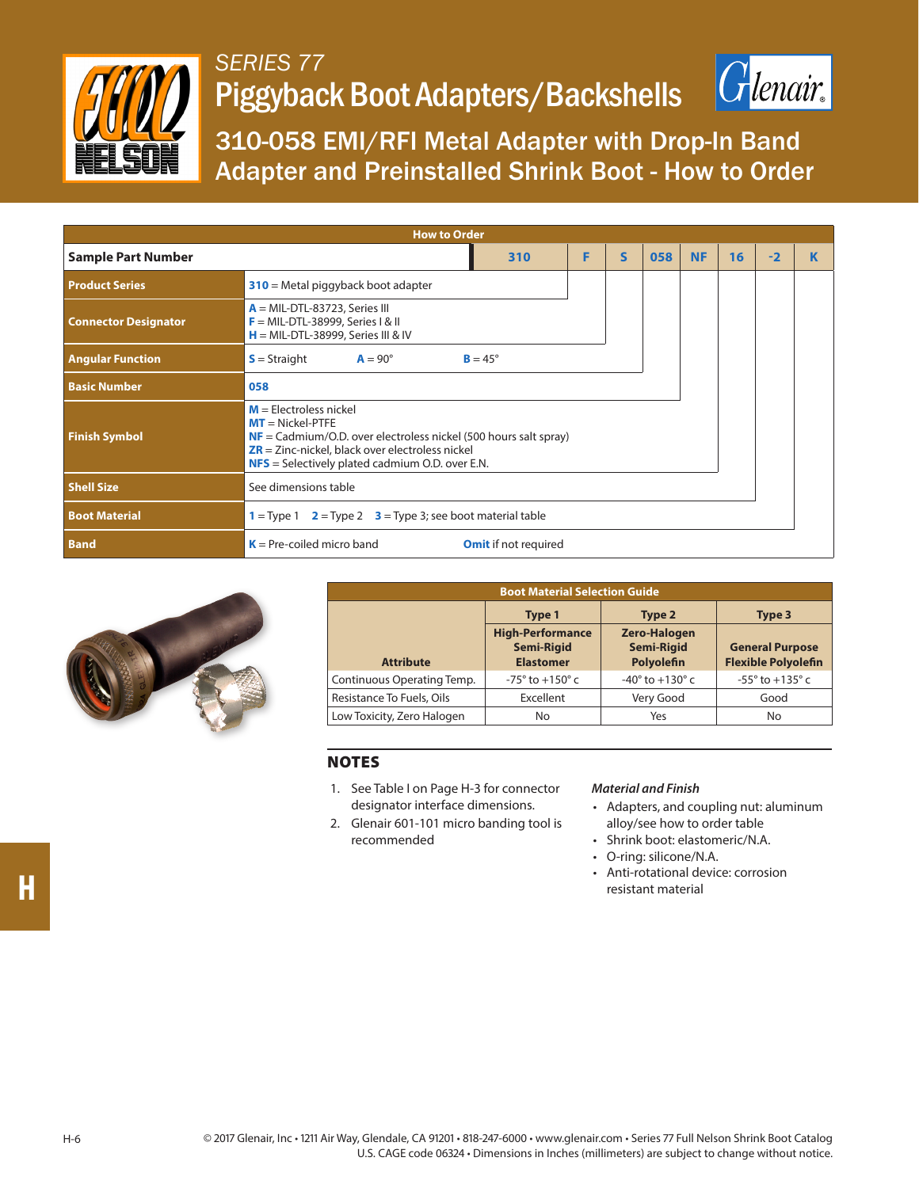# SERIES 77

# Piggyback Boot Adapters/Backshells

## 310-058 EMI/RFI Metal Adapter with Drop-In Band Adapter and Preinstalled Shrink Boot - How to Order

| How to Order | | | | | | | | | |
|---|---|---|---|---|---|---|---|---|---|
| **Sample Part Number** | 310 | F | S | 058 | NF | 16 | -2 | K |
| **Product Series** | 310 = Metal piggyback boot adapter | | | | | | | |
| **Connector Designator** | A = MIL-DTL-83723, Series III<br>F = MIL-DTL-38999, Series I & II<br>H = MIL-DTL-38999, Series III & IV | | | | | | | |
| **Angular Function** | S = Straight &nbsp;&nbsp; A = 90° &nbsp;&nbsp; B = 45° | | | | | | | |
| **Basic Number** | 058 | | | | | | | |
| **Finish Symbol** | M = Electroless nickel<br>MT = Nickel-PTFE<br>NF = Cadmium/O.D. over electroless nickel (500 hours salt spray)<br>ZR = Zinc-nickel, black over electroless nickel<br>NFS = Selectively plated cadmium O.D. over E.N. | | | | | | | |
| **Shell Size** | See dimensions table | | | | | | | |
| **Boot Material** | 1 = Type 1 &nbsp; 2 = Type 2 &nbsp; 3 = Type 3; see boot material table | | | | | | | |
| **Band** | K = Pre-coiled micro band &nbsp;&nbsp; Omit if not required | | | | | | | |

| Boot Material Selection Guide | | | |
|---|---|---|---|
| | **Type 1** | **Type 2** | **Type 3** |
| **Attribute** | **High-Performance Semi-Rigid Elastomer** | **Zero-Halogen Semi-Rigid Polyolefin** | **General Purpose Flexible Polyolefin** |
| Continuous Operating Temp. | -75° to +150° c | -40° to +130° c | -55° to +135° c |
| Resistance To Fuels, Oils | Excellent | Very Good | Good |
| Low Toxicity, Zero Halogen | No | Yes | No |

## NOTES

1. See Table I on Page H-3 for connector designator interface dimensions.
2. Glenair 601-101 micro banding tool is recommended

*Material and Finish*

- Adapters, and coupling nut: aluminum alloy/see how to order table
- Shrink boot: elastomeric/N.A.
- O-ring: silicone/N.A.
- Anti-rotational device: corrosion resistant material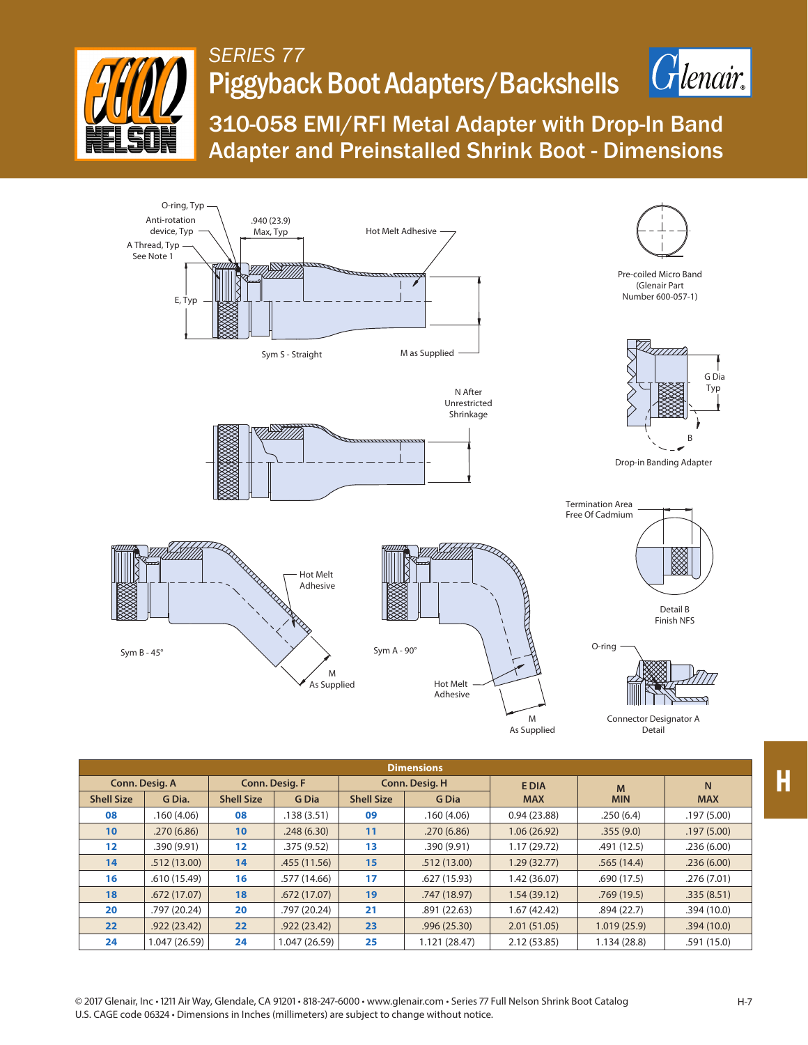# SERIES 77

# Piggyback Boot Adapters/Backshells

## 310-058 EMI/RFI Metal Adapter with Drop-In Band Adapter and Preinstalled Shrink Boot - Dimensions

O-ring, Typ
Anti-rotation device, Typ
A Thread, Typ See Note 1
.940 (23.9) Max, Typ
Hot Melt Adhesive
E, Typ
Sym S - Straight
M as Supplied
N After Unrestricted Shrinkage

Pre-coiled Micro Band (Glenair Part Number 600-057-1)
G Dia Typ
B
Drop-in Banding Adapter

Termination Area Free Of Cadmium
Detail B Finish NFS

Hot Melt Adhesive
Sym B - 45°
M As Supplied
Sym A - 90°
Hot Melt Adhesive
M As Supplied

O-ring
Connector Designator A Detail

| Dimensions | | | | | | | | |
|---|---|---|---|---|---|---|---|---|
| Conn. Desig. A | | Conn. Desig. F | | Conn. Desig. H | | E DIA | M | N |
| Shell Size | G Dia. | Shell Size | G Dia | Shell Size | G Dia | MAX | MIN | MAX |
| **08** | .160 (4.06) | **08** | .138 (3.51) | **09** | .160 (4.06) | 0.94 (23.88) | .250 (6.4) | .197 (5.00) |
| **10** | .270 (6.86) | **10** | .248 (6.30) | **11** | .270 (6.86) | 1.06 (26.92) | .355 (9.0) | .197 (5.00) |
| **12** | .390 (9.91) | **12** | .375 (9.52) | **13** | .390 (9.91) | 1.17 (29.72) | .491 (12.5) | .236 (6.00) |
| **14** | .512 (13.00) | **14** | .455 (11.56) | **15** | .512 (13.00) | 1.29 (32.77) | .565 (14.4) | .236 (6.00) |
| **16** | .610 (15.49) | **16** | .577 (14.66) | **17** | .627 (15.93) | 1.42 (36.07) | .690 (17.5) | .276 (7.01) |
| **18** | .672 (17.07) | **18** | .672 (17.07) | **19** | .747 (18.97) | 1.54 (39.12) | .769 (19.5) | .335 (8.51) |
| **20** | .797 (20.24) | **20** | .797 (20.24) | **21** | .891 (22.63) | 1.67 (42.42) | .894 (22.7) | .394 (10.0) |
| **22** | .922 (23.42) | **22** | .922 (23.42) | **23** | .996 (25.30) | 2.01 (51.05) | 1.019 (25.9) | .394 (10.0) |
| **24** | 1.047 (26.59) | **24** | 1.047 (26.59) | **25** | 1.121 (28.47) | 2.12 (53.85) | 1.134 (28.8) | .591 (15.0) |

© 2017 Glenair, Inc • 1211 Air Way, Glendale, CA 91201 • 818-247-6000 • www.glenair.com • Series 77 Full Nelson Shrink Boot Catalog
U.S. CAGE code 06324 • Dimensions in Inches (millimeters) are subject to change without notice.